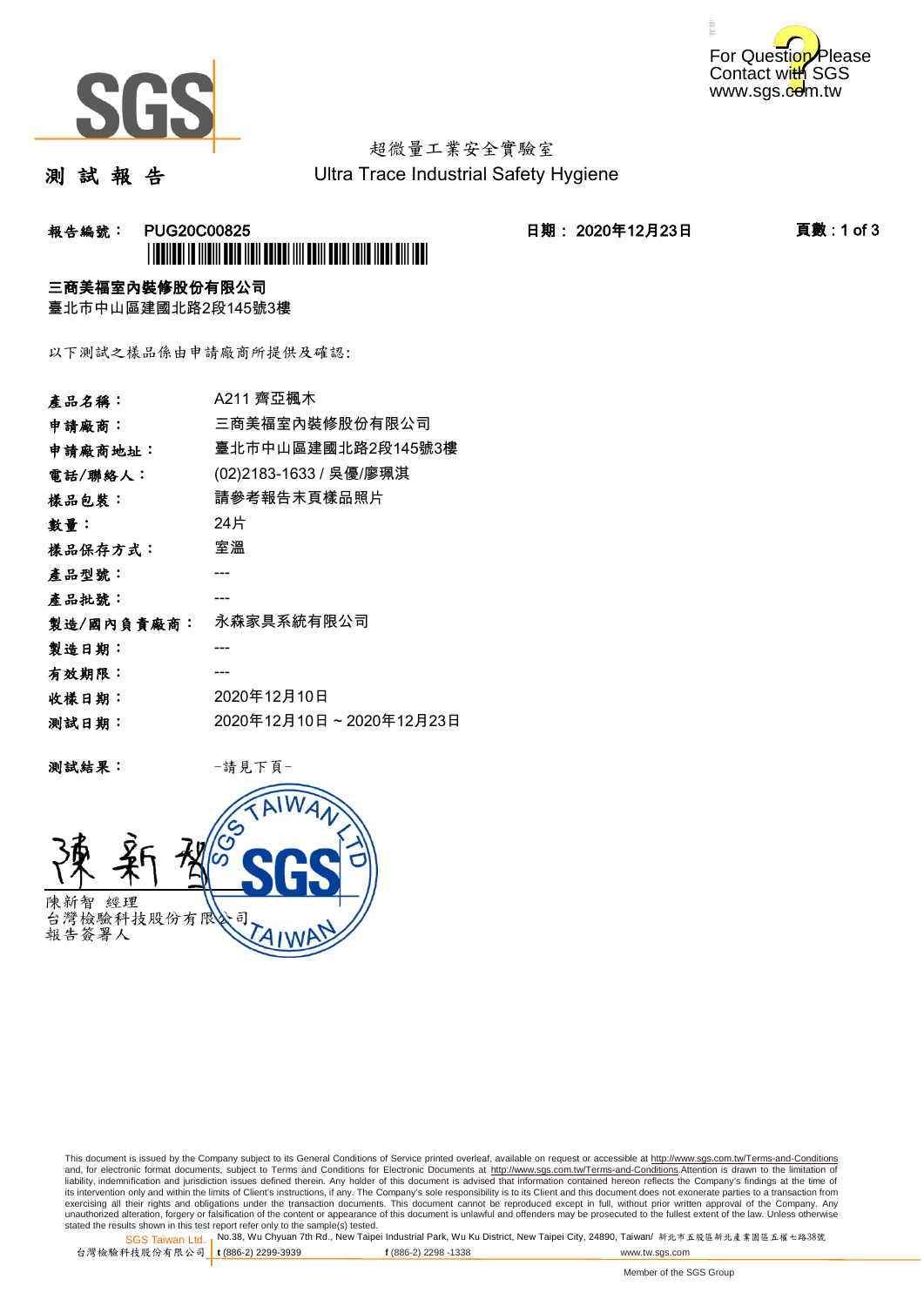For Question Please Contact with SGS www.sgs.com.tw

# 測 試 報 告

超微量工業安全實驗室
Ultra Trace Industrial Safety Hygiene

**報告編號： PUG20C00825**　　**日期： 2020年12月23日**

**三商美福室內裝修股份有限公司**
臺北市中山區建國北路2段145號3樓

以下測試之樣品係由申請廠商所提供及確認:

| | |
|---|---|
| **產品名稱：** | A211 齊亞楓木 |
| **申請廠商：** | 三商美福室內裝修股份有限公司 |
| **申請廠商地址：** | 臺北市中山區建國北路2段145號3樓 |
| **電話/聯絡人：** | (02)2183-1633 / 吳優/廖珮淇 |
| **樣品包裝：** | 請參考報告末頁樣品照片 |
| **數量：** | 24片 |
| **樣品保存方式：** | 室溫 |
| **產品型號：** | --- |
| **產品批號：** | --- |
| **製造/國內負責廠商：** | 永森家具系統有限公司 |
| **製造日期：** | --- |
| **有效期限：** | --- |
| **收樣日期：** | 2020年12月10日 |
| **測試日期：** | 2020年12月10日 ~ 2020年12月23日 |

**測試結果：** -請見下頁-

陳新智　經理
台灣檢驗科技股份有限公司
報告簽署人

This document is issued by the Company subject to its General Conditions of Service printed overleaf, available on request or accessible at http://www.sgs.com.tw/Terms-and-Conditions and, for electronic format documents, subject to Terms and Conditions for Electronic Documents at http://www.sgs.com.tw/Terms-and-Conditions.Attention is drawn to the limitation of liability, indemnification and jurisdiction issues defined therein. Any holder of this document is advised that information contained hereon reflects the Company's findings at the time of its intervention only and within the limits of Client's instructions, if any. The Company's sole responsibility is to its Client and this document does not exonerate parties to a transaction from exercising all their rights and obligations under the transaction documents. This document cannot be reproduced except in full, without prior written approval of the Company. Any unauthorized alteration, forgery or falsification of the content or appearance of this document is unlawful and offenders may be prosecuted to the fullest extent of the law. Unless otherwise stated the results shown in this test report refer only to the sample(s) tested.

SGS Taiwan Ltd. 台灣檢驗科技股份有限公司 | No.38, Wu Chyuan 7th Rd., New Taipei Industrial Park, Wu Ku District, New Taipei City, 24890, Taiwan/ 新北市五股區新北產業園區五權七路38號 | t (886-2) 2299-3939 | f (886-2) 2298 -1338 | www.tw.sgs.com

Member of the SGS Group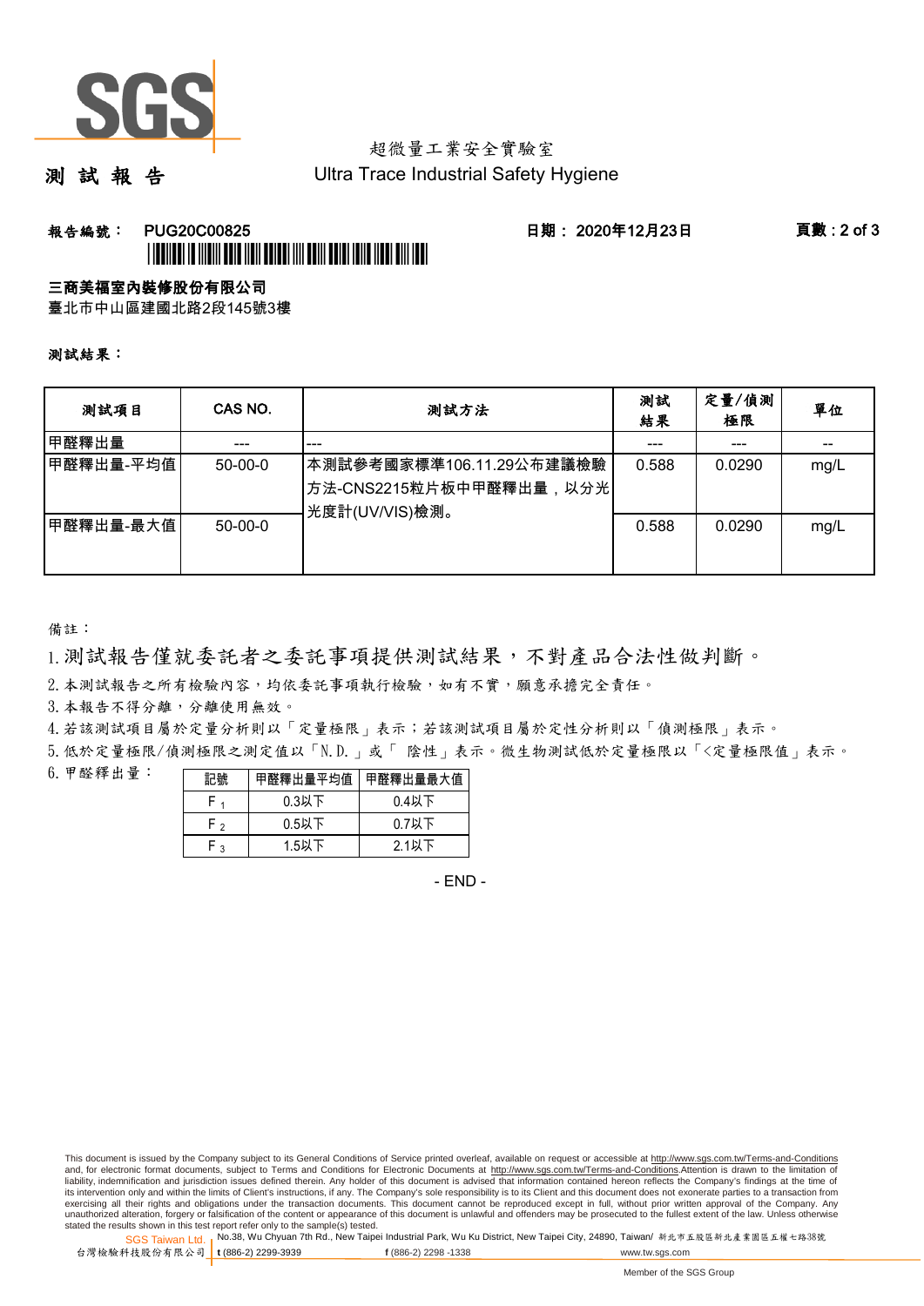超微量工業安全實驗室

# 測 試 報 告

Ultra Trace Industrial Safety Hygiene

**報告編號： PUG20C00825** **日期： 2020年12月23日**

**三商美福室內裝修股份有限公司**

臺北市中山區建國北路2段145號3樓

**測試結果：**

| 測試項目 | CAS NO. | 測試方法 | 測試結果 | 定量/偵測極限 | 單位 |
|---|---|---|---|---|---|
| 甲醛釋出量 | --- | --- | --- | --- | -- |
| 甲醛釋出量-平均值 | 50-00-0 | 本測試參考國家標準106.11.29公布建議檢驗方法-CNS2215粒片板中甲醛釋出量，以分光光度計(UV/VIS)檢測。 | 0.588 | 0.0290 | mg/L |
| 甲醛釋出量-最大值 | 50-00-0 | | 0.588 | 0.0290 | mg/L |

備註：

1. 測試報告僅就委託者之委託事項提供測試結果，不對產品合法性做判斷。
2. 本測試報告之所有檢驗內容，均依委託事項執行檢驗，如有不實，願意承擔完全責任。
3. 本報告不得分離，分離使用無效。
4. 若該測試項目屬於定量分析則以「定量極限」表示；若該測試項目屬於定性分析則以「偵測極限」表示。
5. 低於定量極限/偵測極限之測定值以「N.D.」或「 陰性」表示。微生物測試低於定量極限以「<定量極限值」表示。
6. 甲醛釋出量：

| 記號 | 甲醛釋出量平均值 | 甲醛釋出量最大值 |
|---|---|---|
| $F_1$ | 0.3以下 | 0.4以下 |
| $F_2$ | 0.5以下 | 0.7以下 |
| $F_3$ | 1.5以下 | 2.1以下 |

- END -

This document is issued by the Company subject to its General Conditions of Service printed overleaf, available on request or accessible at http://www.sgs.com.tw/Terms-and-Conditions and, for electronic format documents, subject to Terms and Conditions for Electronic Documents at http://www.sgs.com.tw/Terms-and-Conditions.Attention is drawn to the limitation of liability, indemnification and jurisdiction issues defined therein. Any holder of this document is advised that information contained hereon reflects the Company's findings at the time of its intervention only and within the limits of Client's instructions, if any. The Company's sole responsibility is to its Client and this document does not exonerate parties to a transaction from exercising all their rights and obligations under the transaction documents. This document cannot be reproduced except in full, without prior written approval of the Company. Any unauthorized alteration, forgery or falsification of the content or appearance of this document is unlawful and offenders may be prosecuted to the fullest extent of the law. Unless otherwise stated the results shown in this test report refer only to the sample(s) tested.

SGS Taiwan Ltd. 台灣檢驗科技股份有限公司 | No.38, Wu Chyuan 7th Rd., New Taipei Industrial Park, Wu Ku District, New Taipei City, 24890, Taiwan/ 新北市五股區新北產業園區五權七路38號 | t (886-2) 2299-3939 | f (886-2) 2298 -1338 | www.tw.sgs.com

Member of the SGS Group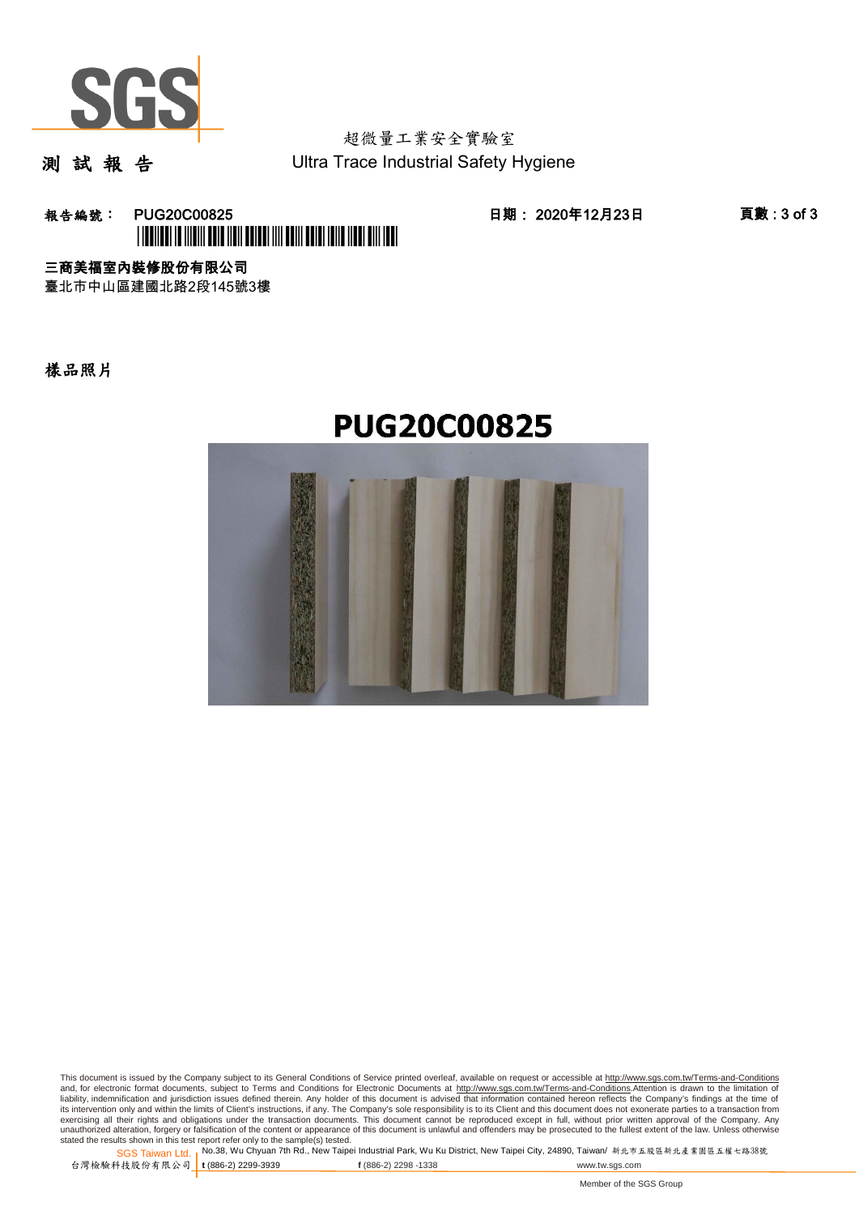# 測 試 報 告

超微量工業安全實驗室

Ultra Trace Industrial Safety Hygiene

**報告編號： PUG20C00825**　　　**日期： 2020年12月23日**

**三商美福室內裝修股份有限公司**

臺北市中山區建國北路2段145號3樓

## 樣品照片

**PUG20C00825**

This document is issued by the Company subject to its General Conditions of Service printed overleaf, available on request or accessible at http://www.sgs.com.tw/Terms-and-Conditions and, for electronic format documents, subject to Terms and Conditions for Electronic Documents at http://www.sgs.com.tw/Terms-and-Conditions.Attention is drawn to the limitation of liability, indemnification and jurisdiction issues defined therein. Any holder of this document is advised that information contained hereon reflects the Company's findings at the time of its intervention only and within the limits of Client's instructions, if any. The Company's sole responsibility is to its Client and this document does not exonerate parties to a transaction from exercising all their rights and obligations under the transaction documents. This document cannot be reproduced except in full, without prior written approval of the Company. Any unauthorized alteration, forgery or falsification of the content or appearance of this document is unlawful and offenders may be prosecuted to the fullest extent of the law. Unless otherwise stated the results shown in this test report refer only to the sample(s) tested.

SGS Taiwan Ltd. 台灣檢驗科技股份有限公司 | No.38, Wu Chyuan 7th Rd., New Taipei Industrial Park, Wu Ku District, New Taipei City, 24890, Taiwan/ 新北市五股區新北產業園區五權七路38號 | t (886-2) 2299-3939 | f (886-2) 2298 -1338 | www.tw.sgs.com

Member of the SGS Group